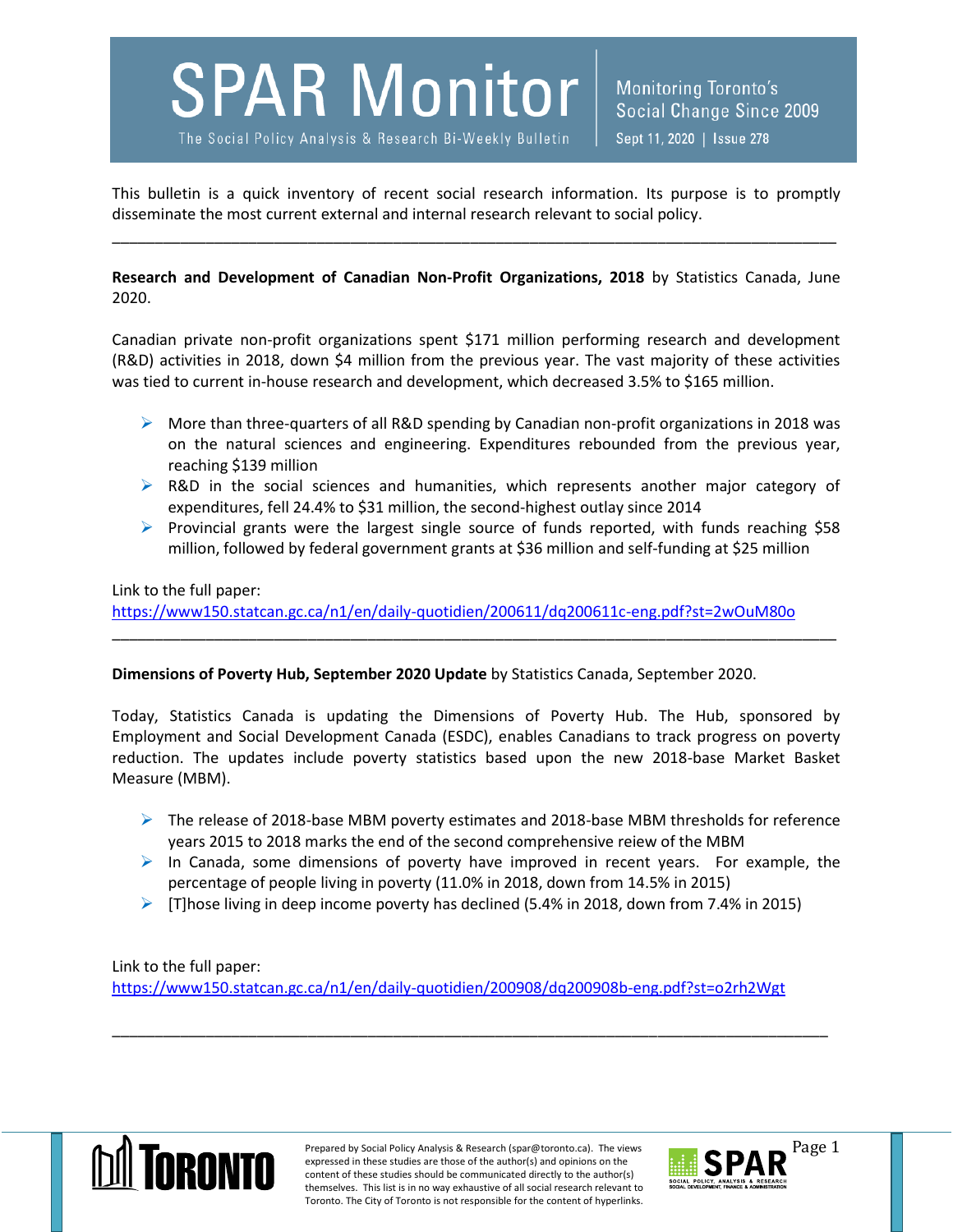# SPAR Monitor

The Social Policy Analysis & Research Bi-Weekly Bulletin

Monitoring Toronto's Social Change Since 2009

Sept 11, 2020 | Issue 278

This bulletin is a quick inventory of recent social research information. Its purpose is to promptly disseminate the most current external and internal research relevant to social policy.

---

**Research and Development of Canadian Non-Profit Organizations, 2018** by Statistics Canada, June 2020.

Canadian private non-profit organizations spent $171 million performing research and development (R&D) activities in 2018, down $4 million from the previous year. The vast majority of these activities was tied to current in-house research and development, which decreased 3.5% to $165 million.

- More than three-quarters of all R&D spending by Canadian non-profit organizations in 2018 was on the natural sciences and engineering. Expenditures rebounded from the previous year, reaching $139 million
- R&D in the social sciences and humanities, which represents another major category of expenditures, fell 24.4% to $31 million, the second-highest outlay since 2014
- Provincial grants were the largest single source of funds reported, with funds reaching $58 million, followed by federal government grants at $36 million and self-funding at $25 million

Link to the full paper:
https://www150.statcan.gc.ca/n1/en/daily-quotidien/200611/dq200611c-eng.pdf?st=2wOuM80o

---

**Dimensions of Poverty Hub, September 2020 Update** by Statistics Canada, September 2020.

Today, Statistics Canada is updating the Dimensions of Poverty Hub. The Hub, sponsored by Employment and Social Development Canada (ESDC), enables Canadians to track progress on poverty reduction. The updates include poverty statistics based upon the new 2018-base Market Basket Measure (MBM).

- The release of 2018-base MBM poverty estimates and 2018-base MBM thresholds for reference years 2015 to 2018 marks the end of the second comprehensive reiew of the MBM
- In Canada, some dimensions of poverty have improved in recent years. For example, the percentage of people living in poverty (11.0% in 2018, down from 14.5% in 2015)
- [T]hose living in deep income poverty has declined (5.4% in 2018, down from 7.4% in 2015)

Link to the full paper:
https://www150.statcan.gc.ca/n1/en/daily-quotidien/200908/dq200908b-eng.pdf?st=o2rh2Wgt

---

Prepared by Social Policy Analysis & Research (spar@toronto.ca). The views expressed in these studies are those of the author(s) and opinions on the content of these studies should be communicated directly to the author(s) themselves. This list is in no way exhaustive of all social research relevant to Toronto. The City of Toronto is not responsible for the content of hyperlinks.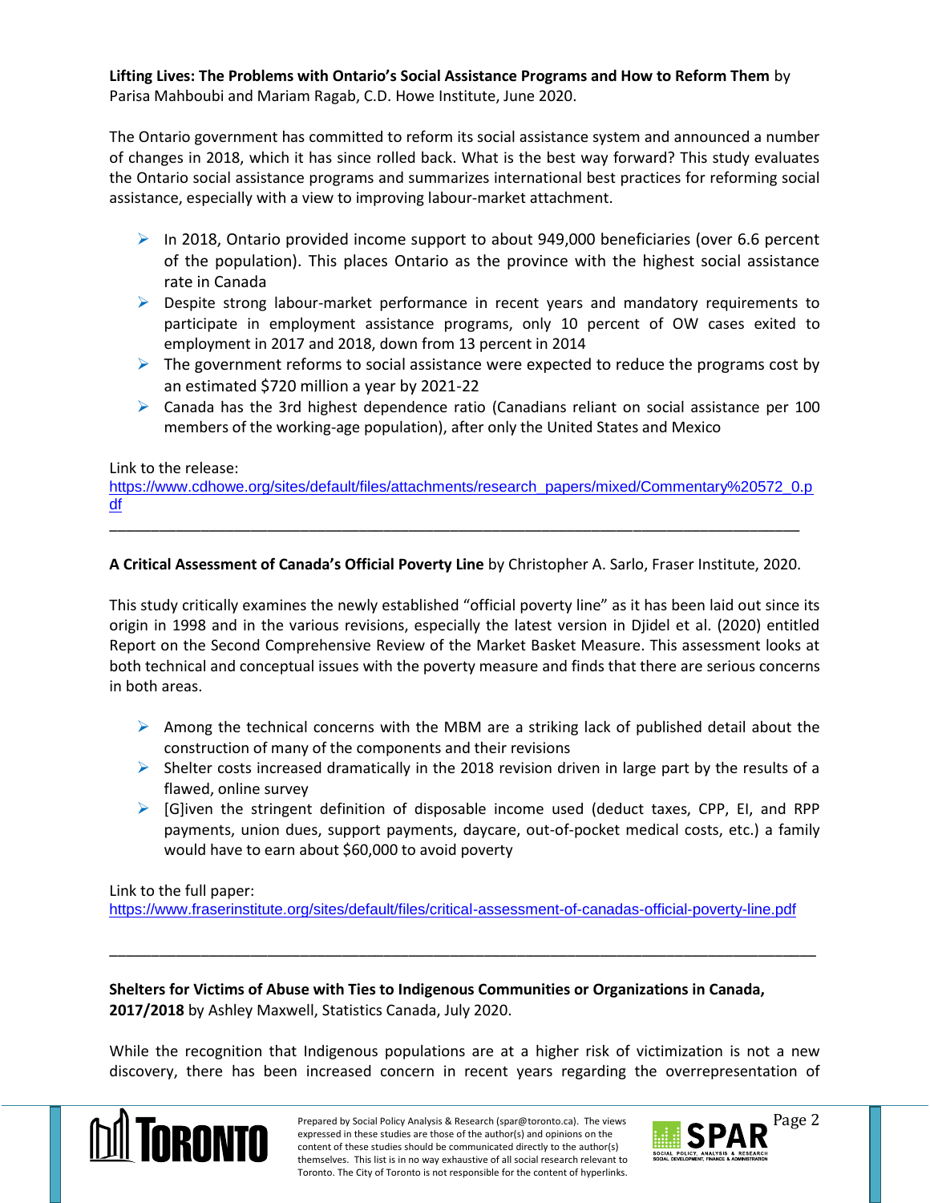**Lifting Lives: The Problems with Ontario's Social Assistance Programs and How to Reform Them** by Parisa Mahboubi and Mariam Ragab, C.D. Howe Institute, June 2020.

The Ontario government has committed to reform its social assistance system and announced a number of changes in 2018, which it has since rolled back. What is the best way forward? This study evaluates the Ontario social assistance programs and summarizes international best practices for reforming social assistance, especially with a view to improving labour-market attachment.

- In 2018, Ontario provided income support to about 949,000 beneficiaries (over 6.6 percent of the population). This places Ontario as the province with the highest social assistance rate in Canada
- Despite strong labour-market performance in recent years and mandatory requirements to participate in employment assistance programs, only 10 percent of OW cases exited to employment in 2017 and 2018, down from 13 percent in 2014
- The government reforms to social assistance were expected to reduce the programs cost by an estimated $720 million a year by 2021-22
- Canada has the 3rd highest dependence ratio (Canadians reliant on social assistance per 100 members of the working-age population), after only the United States and Mexico

Link to the release:
https://www.cdhowe.org/sites/default/files/attachments/research_papers/mixed/Commentary%20572_0.pdf

---

**A Critical Assessment of Canada's Official Poverty Line** by Christopher A. Sarlo, Fraser Institute, 2020.

This study critically examines the newly established "official poverty line" as it has been laid out since its origin in 1998 and in the various revisions, especially the latest version in Djidel et al. (2020) entitled Report on the Second Comprehensive Review of the Market Basket Measure. This assessment looks at both technical and conceptual issues with the poverty measure and finds that there are serious concerns in both areas.

- Among the technical concerns with the MBM are a striking lack of published detail about the construction of many of the components and their revisions
- Shelter costs increased dramatically in the 2018 revision driven in large part by the results of a flawed, online survey
- [G]iven the stringent definition of disposable income used (deduct taxes, CPP, EI, and RPP payments, union dues, support payments, daycare, out-of-pocket medical costs, etc.) a family would have to earn about $60,000 to avoid poverty

Link to the full paper:
https://www.fraserinstitute.org/sites/default/files/critical-assessment-of-canadas-official-poverty-line.pdf

---

**Shelters for Victims of Abuse with Ties to Indigenous Communities or Organizations in Canada, 2017/2018** by Ashley Maxwell, Statistics Canada, July 2020.

While the recognition that Indigenous populations are at a higher risk of victimization is not a new discovery, there has been increased concern in recent years regarding the overrepresentation of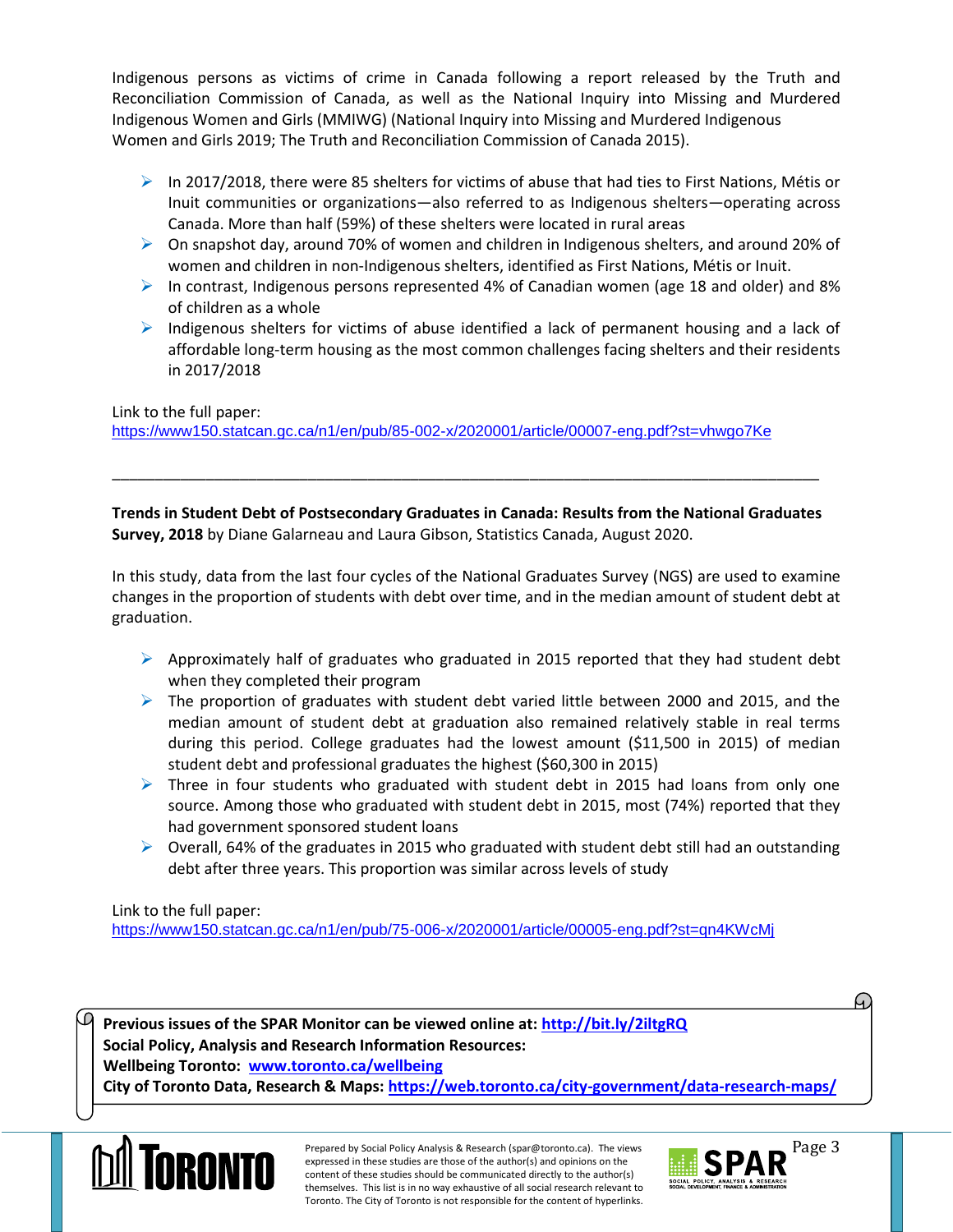Indigenous persons as victims of crime in Canada following a report released by the Truth and Reconciliation Commission of Canada, as well as the National Inquiry into Missing and Murdered Indigenous Women and Girls (MMIWG) (National Inquiry into Missing and Murdered Indigenous Women and Girls 2019; The Truth and Reconciliation Commission of Canada 2015).

- In 2017/2018, there were 85 shelters for victims of abuse that had ties to First Nations, Métis or Inuit communities or organizations—also referred to as Indigenous shelters—operating across Canada. More than half (59%) of these shelters were located in rural areas
- On snapshot day, around 70% of women and children in Indigenous shelters, and around 20% of women and children in non-Indigenous shelters, identified as First Nations, Métis or Inuit.
- In contrast, Indigenous persons represented 4% of Canadian women (age 18 and older) and 8% of children as a whole
- Indigenous shelters for victims of abuse identified a lack of permanent housing and a lack of affordable long-term housing as the most common challenges facing shelters and their residents in 2017/2018

Link to the full paper:
https://www150.statcan.gc.ca/n1/en/pub/85-002-x/2020001/article/00007-eng.pdf?st=vhwgo7Ke

---

**Trends in Student Debt of Postsecondary Graduates in Canada: Results from the National Graduates Survey, 2018** by Diane Galarneau and Laura Gibson, Statistics Canada, August 2020.

In this study, data from the last four cycles of the National Graduates Survey (NGS) are used to examine changes in the proportion of students with debt over time, and in the median amount of student debt at graduation.

- Approximately half of graduates who graduated in 2015 reported that they had student debt when they completed their program
- The proportion of graduates with student debt varied little between 2000 and 2015, and the median amount of student debt at graduation also remained relatively stable in real terms during this period. College graduates had the lowest amount ($11,500 in 2015) of median student debt and professional graduates the highest ($60,300 in 2015)
- Three in four students who graduated with student debt in 2015 had loans from only one source. Among those who graduated with student debt in 2015, most (74%) reported that they had government sponsored student loans
- Overall, 64% of the graduates in 2015 who graduated with student debt still had an outstanding debt after three years. This proportion was similar across levels of study

Link to the full paper:
https://www150.statcan.gc.ca/n1/en/pub/75-006-x/2020001/article/00005-eng.pdf?st=qn4KWcMj

**Previous issues of the SPAR Monitor can be viewed online at: http://bit.ly/2iltgRQ**
**Social Policy, Analysis and Research Information Resources:**
**Wellbeing Toronto: www.toronto.ca/wellbeing**
**City of Toronto Data, Research & Maps: https://web.toronto.ca/city-government/data-research-maps/**

Prepared by Social Policy Analysis & Research (spar@toronto.ca). The views expressed in these studies are those of the author(s) and opinions on the content of these studies should be communicated directly to the author(s) themselves. This list is in no way exhaustive of all social research relevant to Toronto. The City of Toronto is not responsible for the content of hyperlinks.